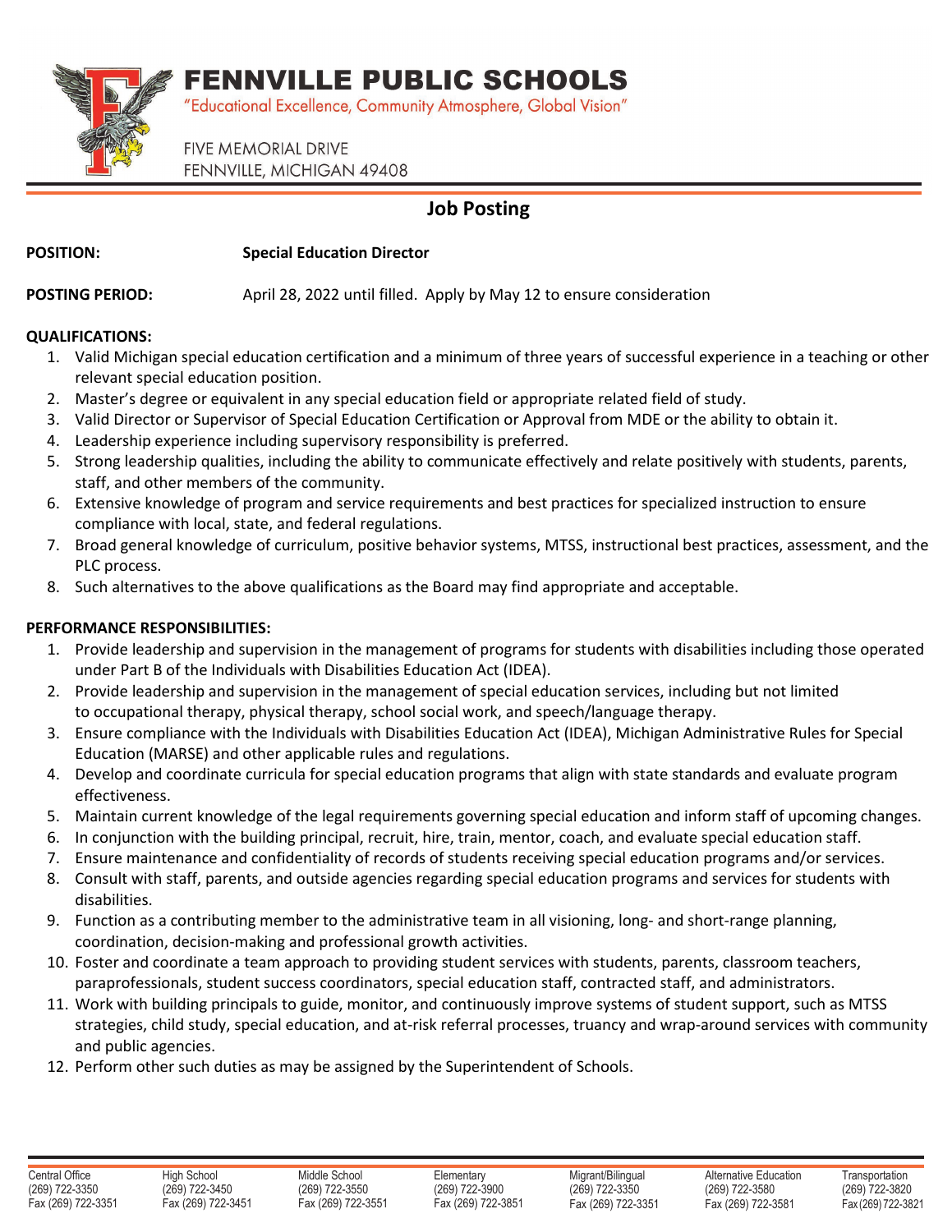# FENNVILLE PUBLIC SCHOOLS

"Educational Excellence, Community Atmosphere, Global Vision"

FIVE MEMORIAL DRIVE
FENNVILLE, MICHIGAN 49408

## Job Posting

**POSITION:** **Special Education Director**

**POSTING PERIOD:** April 28, 2022 until filled. Apply by May 12 to ensure consideration

**QUALIFICATIONS:**

1. Valid Michigan special education certification and a minimum of three years of successful experience in a teaching or other relevant special education position.
2. Master's degree or equivalent in any special education field or appropriate related field of study.
3. Valid Director or Supervisor of Special Education Certification or Approval from MDE or the ability to obtain it.
4. Leadership experience including supervisory responsibility is preferred.
5. Strong leadership qualities, including the ability to communicate effectively and relate positively with students, parents, staff, and other members of the community.
6. Extensive knowledge of program and service requirements and best practices for specialized instruction to ensure compliance with local, state, and federal regulations.
7. Broad general knowledge of curriculum, positive behavior systems, MTSS, instructional best practices, assessment, and the PLC process.
8. Such alternatives to the above qualifications as the Board may find appropriate and acceptable.

**PERFORMANCE RESPONSIBILITIES:**

1. Provide leadership and supervision in the management of programs for students with disabilities including those operated under Part B of the Individuals with Disabilities Education Act (IDEA).
2. Provide leadership and supervision in the management of special education services, including but not limited to occupational therapy, physical therapy, school social work, and speech/language therapy.
3. Ensure compliance with the Individuals with Disabilities Education Act (IDEA), Michigan Administrative Rules for Special Education (MARSE) and other applicable rules and regulations.
4. Develop and coordinate curricula for special education programs that align with state standards and evaluate program effectiveness.
5. Maintain current knowledge of the legal requirements governing special education and inform staff of upcoming changes.
6. In conjunction with the building principal, recruit, hire, train, mentor, coach, and evaluate special education staff.
7. Ensure maintenance and confidentiality of records of students receiving special education programs and/or services.
8. Consult with staff, parents, and outside agencies regarding special education programs and services for students with disabilities.
9. Function as a contributing member to the administrative team in all visioning, long- and short-range planning, coordination, decision-making and professional growth activities.
10. Foster and coordinate a team approach to providing student services with students, parents, classroom teachers, paraprofessionals, student success coordinators, special education staff, contracted staff, and administrators.
11. Work with building principals to guide, monitor, and continuously improve systems of student support, such as MTSS strategies, child study, special education, and at-risk referral processes, truancy and wrap-around services with community and public agencies.
12. Perform other such duties as may be assigned by the Superintendent of Schools.

| Central Office | High School | Middle School | Elementary | Migrant/Bilingual | Alternative Education | Transportation |
|---|---|---|---|---|---|---|
| (269) 722-3350 | (269) 722-3450 | (269) 722-3550 | (269) 722-3900 | (269) 722-3350 | (269) 722-3580 | (269) 722-3820 |
| Fax (269) 722-3351 | Fax (269) 722-3451 | Fax (269) 722-3551 | Fax (269) 722-3851 | Fax (269) 722-3351 | Fax (269) 722-3581 | Fax (269) 722-3821 |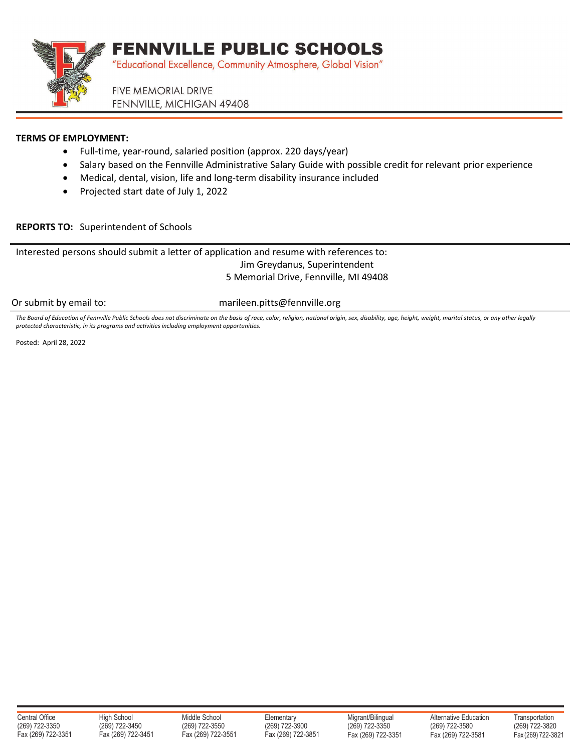**TERMS OF EMPLOYMENT:**

- Full-time, year-round, salaried position (approx. 220 days/year)
- Salary based on the Fennville Administrative Salary Guide with possible credit for relevant prior experience
- Medical, dental, vision, life and long-term disability insurance included
- Projected start date of July 1, 2022

**REPORTS TO:** Superintendent of Schools

Interested persons should submit a letter of application and resume with references to:

Jim Greydanus, Superintendent
5 Memorial Drive, Fennville, MI 49408

Or submit by email to: marileen.pitts@fennville.org

*The Board of Education of Fennville Public Schools does not discriminate on the basis of race, color, religion, national origin, sex, disability, age, height, weight, marital status, or any other legally protected characteristic, in its programs and activities including employment opportunities.*

Posted: April 28, 2022